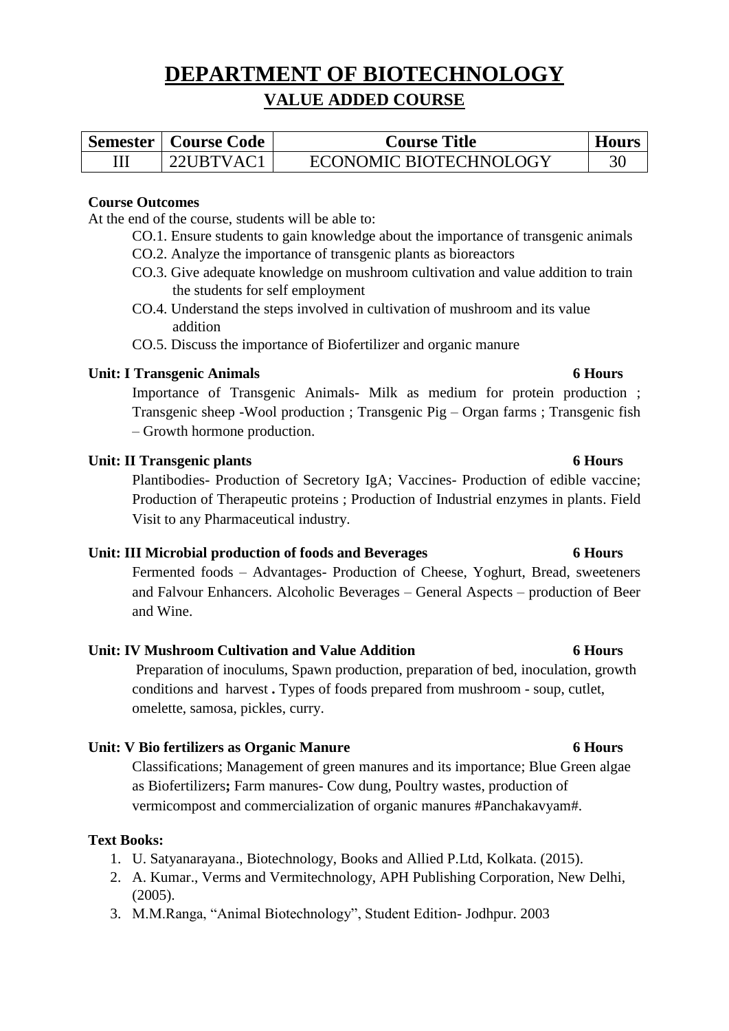# DEPARTMENT OF BIOTECHNOLOGY

## VALUE ADDED COURSE

| Semester | Course Code | Course Title | Hours |
|---|---|---|---|
| III | 22UBTVAC1 | ECONOMIC BIOTECHNOLOGY | 30 |

**Course Outcomes**

At the end of the course, students will be able to:

- CO.1. Ensure students to gain knowledge about the importance of transgenic animals
- CO.2. Analyze the importance of transgenic plants as bioreactors
- CO.3. Give adequate knowledge on mushroom cultivation and value addition to train the students for self employment
- CO.4. Understand the steps involved in cultivation of mushroom and its value addition
- CO.5. Discuss the importance of Biofertilizer and organic manure

**Unit: I Transgenic Animals** **6 Hours**

Importance of Transgenic Animals- Milk as medium for protein production ; Transgenic sheep -Wool production ; Transgenic Pig – Organ farms ; Transgenic fish – Growth hormone production.

**Unit: II Transgenic plants** **6 Hours**

Plantibodies- Production of Secretory IgA; Vaccines- Production of edible vaccine; Production of Therapeutic proteins ; Production of Industrial enzymes in plants. Field Visit to any Pharmaceutical industry.

**Unit: III Microbial production of foods and Beverages** **6 Hours**

Fermented foods – Advantages- Production of Cheese, Yoghurt, Bread, sweeteners and Falvour Enhancers. Alcoholic Beverages – General Aspects – production of Beer and Wine.

**Unit: IV Mushroom Cultivation and Value Addition** **6 Hours**

Preparation of inoculums, Spawn production, preparation of bed, inoculation, growth conditions and harvest **.** Types of foods prepared from mushroom - soup, cutlet, omelette, samosa, pickles, curry.

**Unit: V Bio fertilizers as Organic Manure** **6 Hours**

Classifications; Management of green manures and its importance; Blue Green algae as Biofertilizers**;** Farm manures- Cow dung, Poultry wastes, production of vermicompost and commercialization of organic manures #Panchakavyam#.

**Text Books:**

1. U. Satyanarayana., Biotechnology, Books and Allied P.Ltd, Kolkata. (2015).
2. A. Kumar., Verms and Vermitechnology, APH Publishing Corporation, New Delhi, (2005).
3. M.M.Ranga, "Animal Biotechnology", Student Edition- Jodhpur. 2003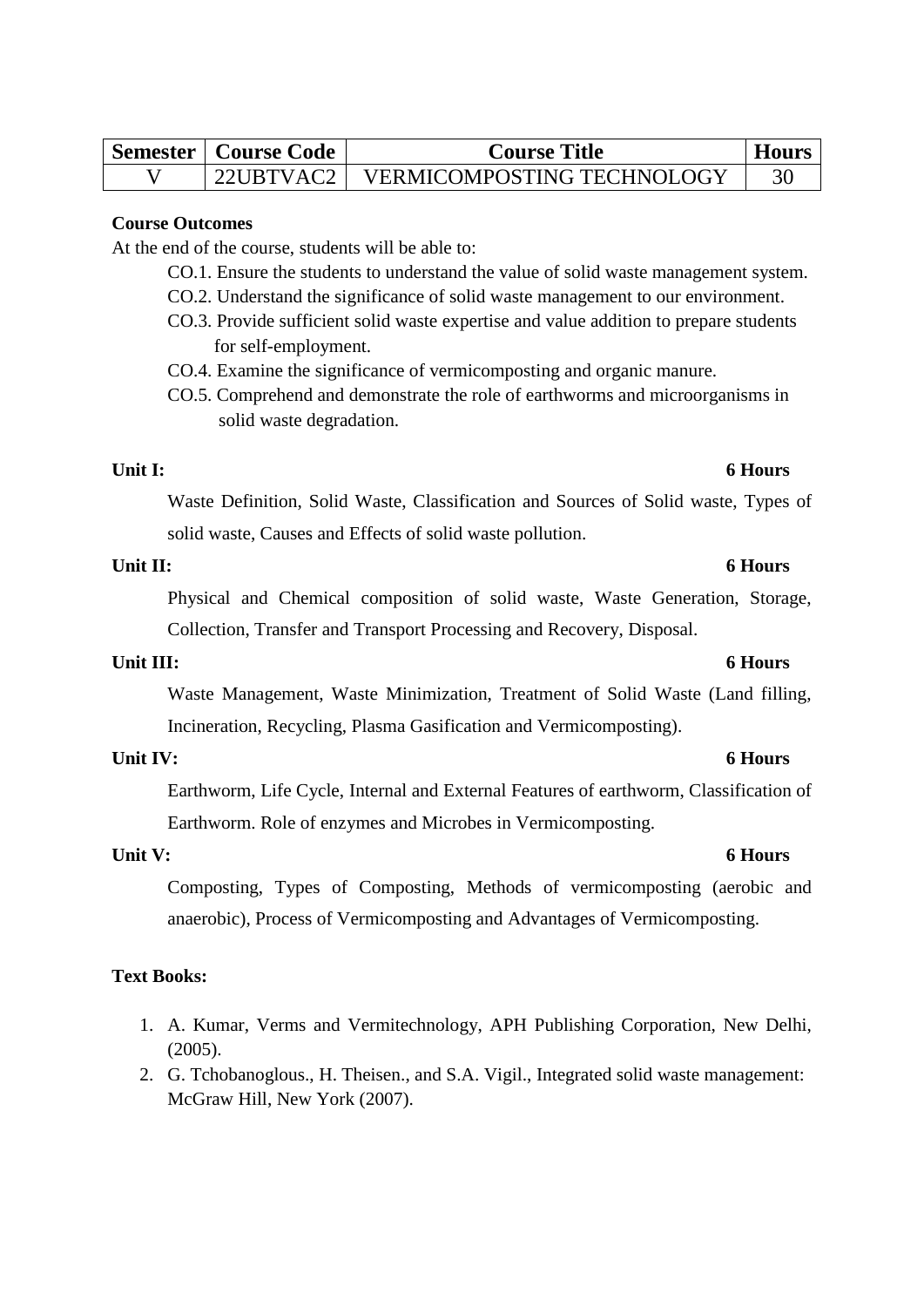| Semester | Course Code | Course Title | Hours |
|---|---|---|---|
| V | 22UBTVAC2 | VERMICOMPOSTING TECHNOLOGY | 30 |

**Course Outcomes**

At the end of the course, students will be able to:

- CO.1. Ensure the students to understand the value of solid waste management system.
- CO.2. Understand the significance of solid waste management to our environment.
- CO.3. Provide sufficient solid waste expertise and value addition to prepare students for self-employment.
- CO.4. Examine the significance of vermicomposting and organic manure.
- CO.5. Comprehend and demonstrate the role of earthworms and microorganisms in solid waste degradation.

**Unit I:** **6 Hours**

Waste Definition, Solid Waste, Classification and Sources of Solid waste, Types of solid waste, Causes and Effects of solid waste pollution.

**Unit II:** **6 Hours**

Physical and Chemical composition of solid waste, Waste Generation, Storage, Collection, Transfer and Transport Processing and Recovery, Disposal.

**Unit III:** **6 Hours**

Waste Management, Waste Minimization, Treatment of Solid Waste (Land filling, Incineration, Recycling, Plasma Gasification and Vermicomposting).

**Unit IV:** **6 Hours**

Earthworm, Life Cycle, Internal and External Features of earthworm, Classification of Earthworm. Role of enzymes and Microbes in Vermicomposting.

**Unit V:** **6 Hours**

Composting, Types of Composting, Methods of vermicomposting (aerobic and anaerobic), Process of Vermicomposting and Advantages of Vermicomposting.

**Text Books:**

1. A. Kumar, Verms and Vermitechnology, APH Publishing Corporation, New Delhi, (2005).
2. G. Tchobanoglous., H. Theisen., and S.A. Vigil., Integrated solid waste management: McGraw Hill, New York (2007).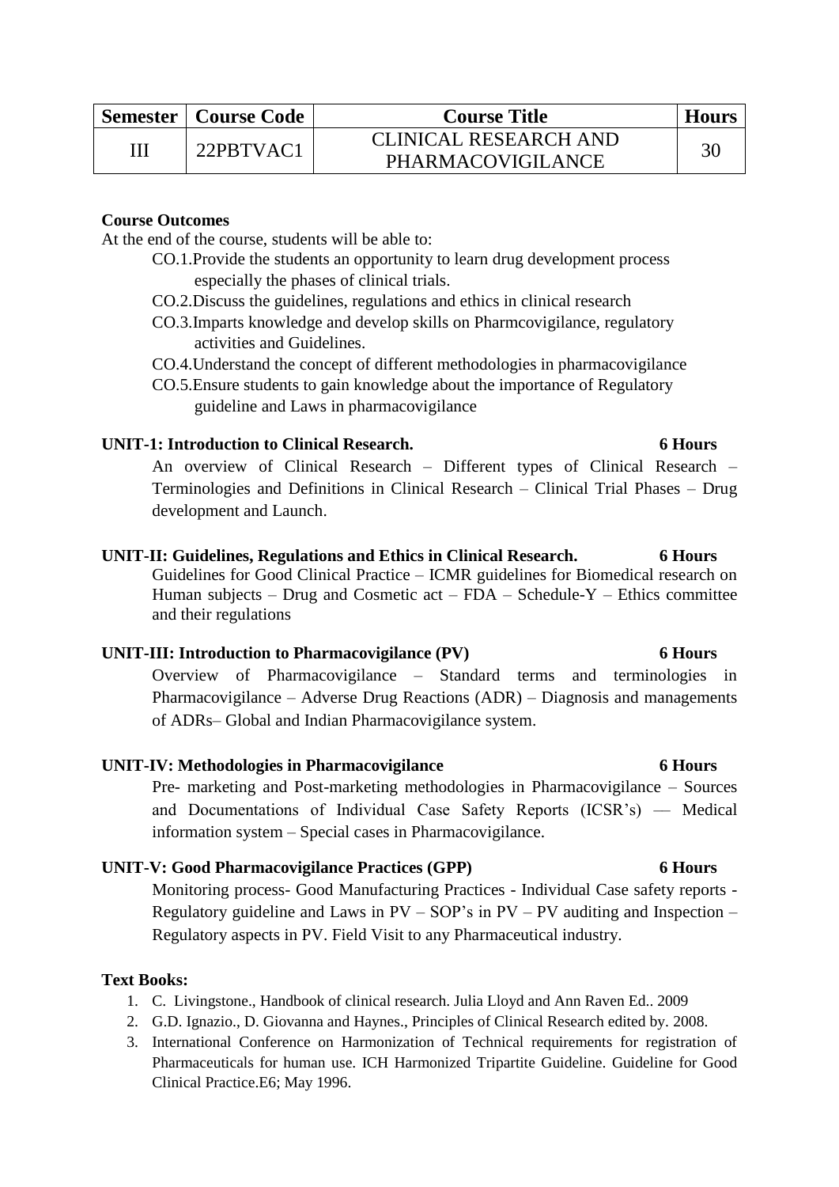| Semester | Course Code | Course Title | Hours |
|---|---|---|---|
| III | 22PBTVAC1 | CLINICAL RESEARCH AND PHARMACOVIGILANCE | 30 |

**Course Outcomes**

At the end of the course, students will be able to:

- CO.1.Provide the students an opportunity to learn drug development process especially the phases of clinical trials.
- CO.2.Discuss the guidelines, regulations and ethics in clinical research
- CO.3.Imparts knowledge and develop skills on Pharmcovigilance, regulatory activities and Guidelines.
- CO.4.Understand the concept of different methodologies in pharmacovigilance
- CO.5.Ensure students to gain knowledge about the importance of Regulatory guideline and Laws in pharmacovigilance

**UNIT-1: Introduction to Clinical Research. 6 Hours**

An overview of Clinical Research – Different types of Clinical Research – Terminologies and Definitions in Clinical Research – Clinical Trial Phases – Drug development and Launch.

**UNIT-II: Guidelines, Regulations and Ethics in Clinical Research. 6 Hours**

Guidelines for Good Clinical Practice – ICMR guidelines for Biomedical research on Human subjects – Drug and Cosmetic act – FDA – Schedule-Y – Ethics committee and their regulations

**UNIT-III: Introduction to Pharmacovigilance (PV) 6 Hours**

Overview of Pharmacovigilance – Standard terms and terminologies in Pharmacovigilance – Adverse Drug Reactions (ADR) – Diagnosis and managements of ADRs– Global and Indian Pharmacovigilance system.

**UNIT-IV: Methodologies in Pharmacovigilance 6 Hours**

Pre- marketing and Post-marketing methodologies in Pharmacovigilance – Sources and Documentations of Individual Case Safety Reports (ICSR's) –– Medical information system – Special cases in Pharmacovigilance.

**UNIT-V: Good Pharmacovigilance Practices (GPP) 6 Hours**

Monitoring process- Good Manufacturing Practices - Individual Case safety reports - Regulatory guideline and Laws in PV – SOP's in PV – PV auditing and Inspection – Regulatory aspects in PV. Field Visit to any Pharmaceutical industry.

**Text Books:**

1. C. Livingstone., Handbook of clinical research. Julia Lloyd and Ann Raven Ed.. 2009
2. G.D. Ignazio., D. Giovanna and Haynes., Principles of Clinical Research edited by. 2008.
3. International Conference on Harmonization of Technical requirements for registration of Pharmaceuticals for human use. ICH Harmonized Tripartite Guideline. Guideline for Good Clinical Practice.E6; May 1996.